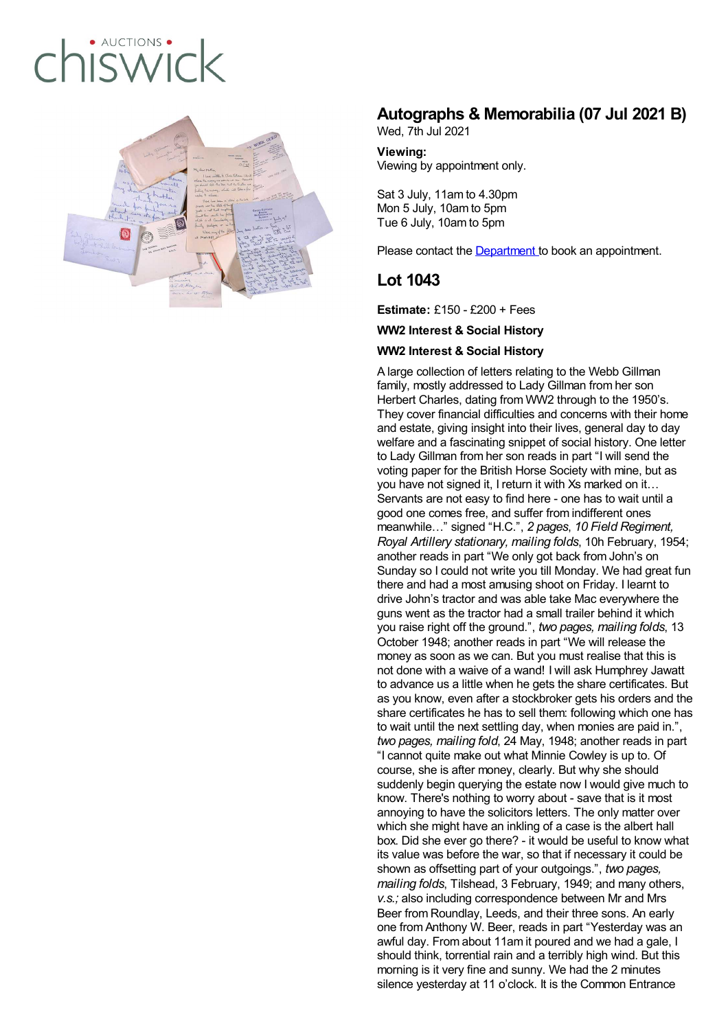# Autographs & Memorabilia (07 Jul 2021 B)

Wed, 7th Jul 2021

**Viewing:**
Viewing by appointment only.

Sat 3 July, 11am to 4.30pm
Mon 5 July, 10am to 5pm
Tue 6 July, 10am to 5pm

Please contact the Department to book an appointment.

## Lot 1043

**Estimate:** £150 - £200 + Fees

**WW2 Interest & Social History**

**WW2 Interest & Social History**

A large collection of letters relating to the Webb Gillman family, mostly addressed to Lady Gillman from her son Herbert Charles, dating from WW2 through to the 1950's. They cover financial difficulties and concerns with their home and estate, giving insight into their lives, general day to day welfare and a fascinating snippet of social history. One letter to Lady Gillman from her son reads in part "I will send the voting paper for the British Horse Society with mine, but as you have not signed it, I return it with Xs marked on it… Servants are not easy to find here - one has to wait until a good one comes free, and suffer from indifferent ones meanwhile…" signed "H.C.", *2 pages*, *10 Field Regiment, Royal Artillery stationary, mailing folds*, 10h February, 1954; another reads in part "We only got back from John's on Sunday so I could not write you till Monday. We had great fun there and had a most amusing shoot on Friday. I learnt to drive John's tractor and was able take Mac everywhere the guns went as the tractor had a small trailer behind it which you raise right off the ground.", *two pages, mailing folds*, 13 October 1948; another reads in part "We will release the money as soon as we can. But you must realise that this is not done with a waive of a wand! I will ask Humphrey Jawatt to advance us a little when he gets the share certificates. But as you know, even after a stockbroker gets his orders and the share certificates he has to sell them: following which one has to wait until the next settling day, when monies are paid in.", *two pages, mailing fold*, 24 May, 1948; another reads in part "I cannot quite make out what Minnie Cowley is up to. Of course, she is after money, clearly. But why she should suddenly begin querying the estate now I would give much to know. There's nothing to worry about - save that is it most annoying to have the solicitors letters. The only matter over which she might have an inkling of a case is the albert hall box. Did she ever go there? - it would be useful to know what its value was before the war, so that if necessary it could be shown as offsetting part of your outgoings.", *two pages, mailing folds*, Tilshead, 3 February, 1949; and many others, *v.s.;* also including correspondence between Mr and Mrs Beer from Roundlay, Leeds, and their three sons. An early one from Anthony W. Beer, reads in part "Yesterday was an awful day. From about 11am it poured and we had a gale, I should think, torrential rain and a terribly high wind. But this morning is it very fine and sunny. We had the 2 minutes silence yesterday at 11 o'clock. It is the Common Entrance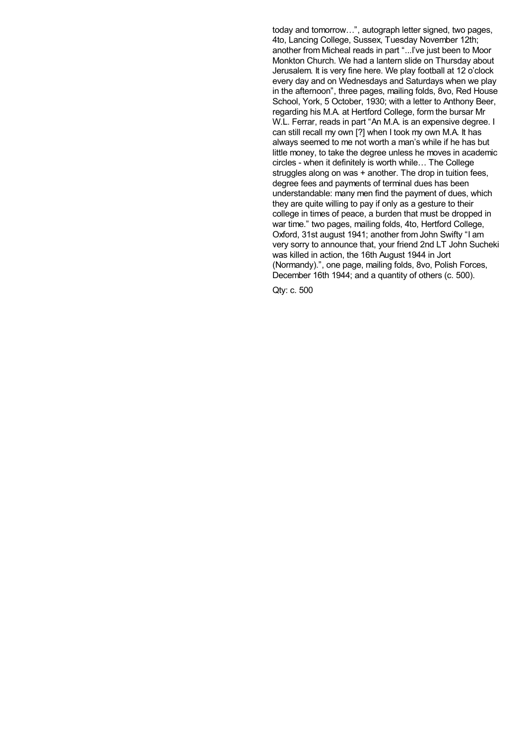today and tomorrow…", autograph letter signed, two pages, 4to, Lancing College, Sussex, Tuesday November 12th; another from Micheal reads in part "...I've just been to Moor Monkton Church. We had a lantern slide on Thursday about Jerusalem. It is very fine here. We play football at 12 o'clock every day and on Wednesdays and Saturdays when we play in the afternoon", three pages, mailing folds, 8vo, Red House School, York, 5 October, 1930; with a letter to Anthony Beer, regarding his M.A. at Hertford College, form the bursar Mr W.L. Ferrar, reads in part "An M.A. is an expensive degree. I can still recall my own [?] when I took my own M.A. It has always seemed to me not worth a man's while if he has but little money, to take the degree unless he moves in academic circles - when it definitely is worth while… The College struggles along on was + another. The drop in tuition fees, degree fees and payments of terminal dues has been understandable: many men find the payment of dues, which they are quite willing to pay if only as a gesture to their college in times of peace, a burden that must be dropped in war time." two pages, mailing folds, 4to, Hertford College, Oxford, 31st august 1941; another from John Swifty "I am very sorry to announce that, your friend 2nd LT John Sucheki was killed in action, the 16th August 1944 in Jort (Normandy).", one page, mailing folds, 8vo, Polish Forces, December 16th 1944; and a quantity of others (c. 500).

Qty: c. 500